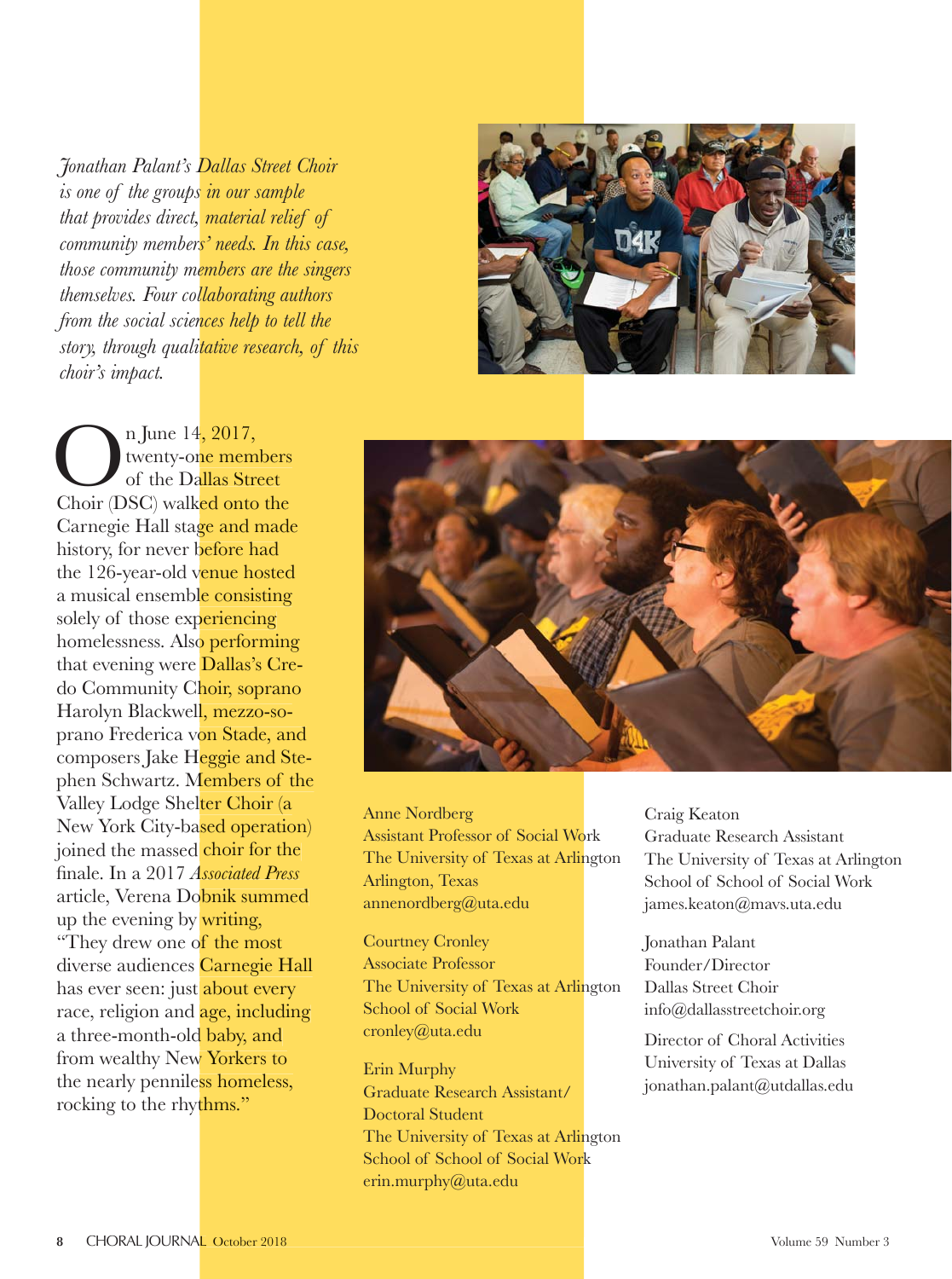*Jonathan Palant's Dallas Street Choir is one of the groups in our sample that provides direct, material relief of community members' needs. In this case, those community members are the singers themselves. Four collaborating authors from the social sciences help to tell the story, through qualitative research, of this choir's impact.*

On June 14, 2017, twenty-one members of the Dallas Street Choir (DSC) walked onto the Carnegie Hall stage and made history, for never before had the 126-year-old venue hosted a musical ensemble consisting solely of those experiencing homelessness. Also performing that evening were Dallas's Credo Community Choir, soprano Harolyn Blackwell, mezzo-soprano Frederica von Stade, and composers Jake Heggie and Stephen Schwartz. Members of the Valley Lodge Shelter Choir (a New York City-based operation) joined the massed choir for the finale. In a 2017 *Associated Press* article, Verena Dobnik summed up the evening by writing, "They drew one of the most diverse audiences Carnegie Hall has ever seen: just about every race, religion and age, including a three-month-old baby, and from wealthy New Yorkers to the nearly penniless homeless, rocking to the rhythms."

Anne Nordberg
Assistant Professor of Social Work
The University of Texas at Arlington
Arlington, Texas
annenordberg@uta.edu

Courtney Cronley
Associate Professor
The University of Texas at Arlington
School of Social Work
cronley@uta.edu

Erin Murphy
Graduate Research Assistant/
Doctoral Student
The University of Texas at Arlington
School of School of Social Work
erin.murphy@uta.edu

Craig Keaton
Graduate Research Assistant
The University of Texas at Arlington
School of School of Social Work
james.keaton@mavs.uta.edu

Jonathan Palant
Founder/Director
Dallas Street Choir
info@dallasstreetchoir.org

Director of Choral Activities
University of Texas at Dallas
jonathan.palant@utdallas.edu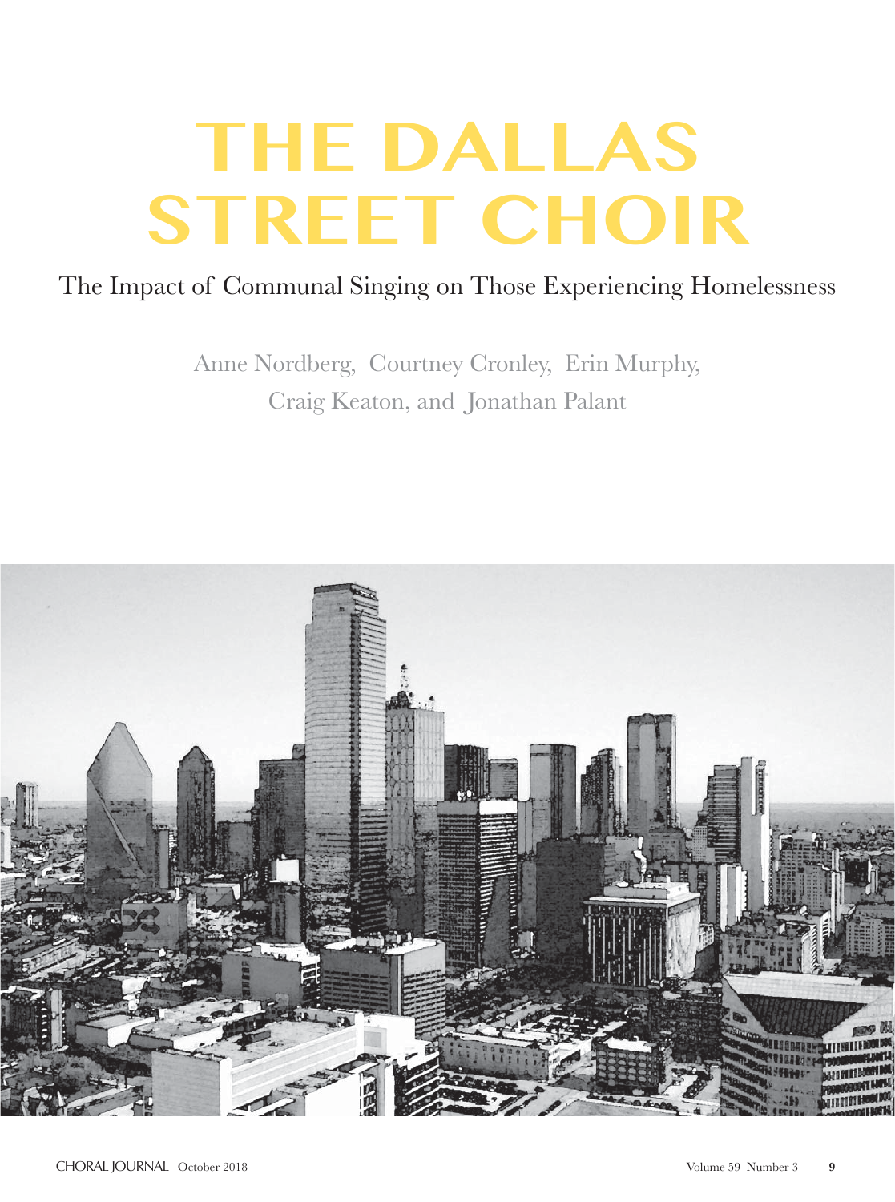# THE DALLAS STREET CHOIR

The Impact of Communal Singing on Those Experiencing Homelessness

Anne Nordberg, Courtney Cronley, Erin Murphy, Craig Keaton, and Jonathan Palant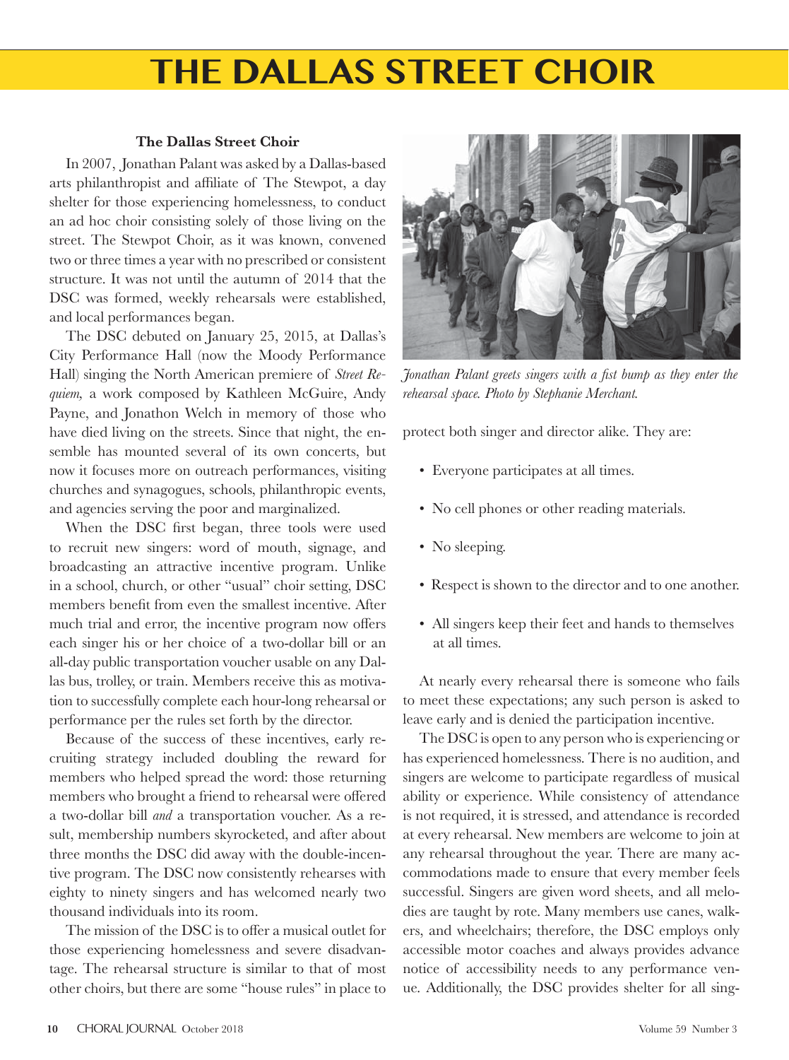# THE DALLAS STREET CHOIR

**The Dallas Street Choir**

In 2007, Jonathan Palant was asked by a Dallas-based arts philanthropist and affiliate of The Stewpot, a day shelter for those experiencing homelessness, to conduct an ad hoc choir consisting solely of those living on the street. The Stewpot Choir, as it was known, convened two or three times a year with no prescribed or consistent structure. It was not until the autumn of 2014 that the DSC was formed, weekly rehearsals were established, and local performances began.

The DSC debuted on January 25, 2015, at Dallas's City Performance Hall (now the Moody Performance Hall) singing the North American premiere of *Street Requiem,* a work composed by Kathleen McGuire, Andy Payne, and Jonathon Welch in memory of those who have died living on the streets. Since that night, the ensemble has mounted several of its own concerts, but now it focuses more on outreach performances, visiting churches and synagogues, schools, philanthropic events, and agencies serving the poor and marginalized.

When the DSC first began, three tools were used to recruit new singers: word of mouth, signage, and broadcasting an attractive incentive program. Unlike in a school, church, or other "usual" choir setting, DSC members benefit from even the smallest incentive. After much trial and error, the incentive program now offers each singer his or her choice of a two-dollar bill or an all-day public transportation voucher usable on any Dallas bus, trolley, or train. Members receive this as motivation to successfully complete each hour-long rehearsal or performance per the rules set forth by the director.

Because of the success of these incentives, early recruiting strategy included doubling the reward for members who helped spread the word: those returning members who brought a friend to rehearsal were offered a two-dollar bill *and* a transportation voucher. As a result, membership numbers skyrocketed, and after about three months the DSC did away with the double-incentive program. The DSC now consistently rehearses with eighty to ninety singers and has welcomed nearly two thousand individuals into its room.

The mission of the DSC is to offer a musical outlet for those experiencing homelessness and severe disadvantage. The rehearsal structure is similar to that of most other choirs, but there are some "house rules" in place to protect both singer and director alike. They are:

*Jonathan Palant greets singers with a fist bump as they enter the rehearsal space. Photo by Stephanie Merchant.*

- Everyone participates at all times.
- No cell phones or other reading materials.
- No sleeping.
- Respect is shown to the director and to one another.
- All singers keep their feet and hands to themselves at all times.

At nearly every rehearsal there is someone who fails to meet these expectations; any such person is asked to leave early and is denied the participation incentive.

The DSC is open to any person who is experiencing or has experienced homelessness. There is no audition, and singers are welcome to participate regardless of musical ability or experience. While consistency of attendance is not required, it is stressed, and attendance is recorded at every rehearsal. New members are welcome to join at any rehearsal throughout the year. There are many accommodations made to ensure that every member feels successful. Singers are given word sheets, and all melodies are taught by rote. Many members use canes, walkers, and wheelchairs; therefore, the DSC employs only accessible motor coaches and always provides advance notice of accessibility needs to any performance venue. Additionally, the DSC provides shelter for all sing-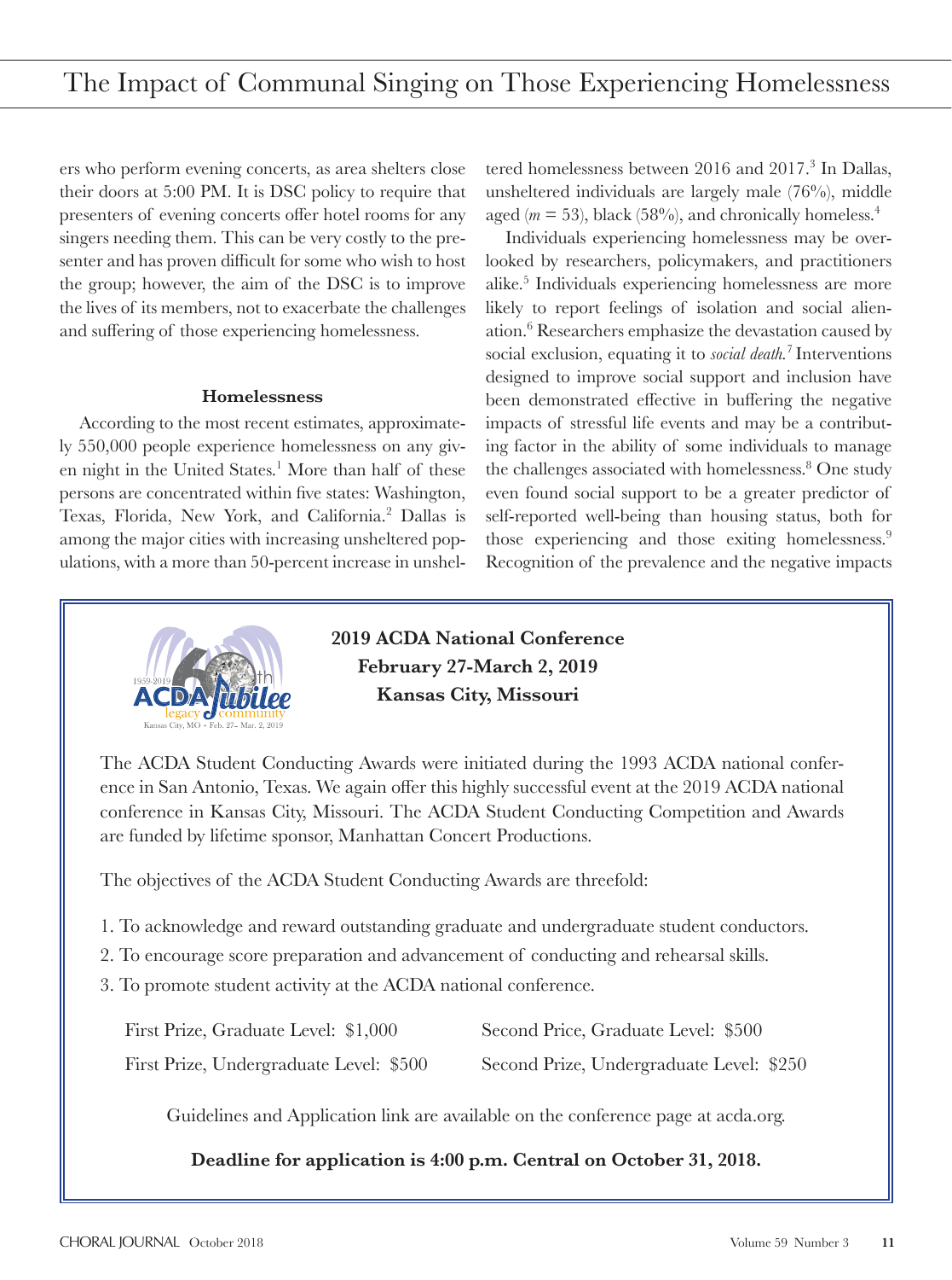ers who perform evening concerts, as area shelters close their doors at 5:00 PM. It is DSC policy to require that presenters of evening concerts offer hotel rooms for any singers needing them. This can be very costly to the presenter and has proven difficult for some who wish to host the group; however, the aim of the DSC is to improve the lives of its members, not to exacerbate the challenges and suffering of those experiencing homelessness.

### Homelessness

According to the most recent estimates, approximately 550,000 people experience homelessness on any given night in the United States.[1] More than half of these persons are concentrated within five states: Washington, Texas, Florida, New York, and California.[2] Dallas is among the major cities with increasing unsheltered populations, with a more than 50-percent increase in unsheltered homelessness between 2016 and 2017.[3] In Dallas, unsheltered individuals are largely male (76%), middle aged ($m$ = 53), black (58%), and chronically homeless.[4]

Individuals experiencing homelessness may be overlooked by researchers, policymakers, and practitioners alike.[5] Individuals experiencing homelessness are more likely to report feelings of isolation and social alienation.[6] Researchers emphasize the devastation caused by social exclusion, equating it to *social death*.[7] Interventions designed to improve social support and inclusion have been demonstrated effective in buffering the negative impacts of stressful life events and may be a contributing factor in the ability of some individuals to manage the challenges associated with homelessness.[8] One study even found social support to be a greater predictor of self-reported well-being than housing status, both for those experiencing and those exiting homelessness.[9] Recognition of the prevalence and the negative impacts

---

**2019 ACDA National Conference**
**February 27-March 2, 2019**
**Kansas City, Missouri**

The ACDA Student Conducting Awards were initiated during the 1993 ACDA national conference in San Antonio, Texas. We again offer this highly successful event at the 2019 ACDA national conference in Kansas City, Missouri. The ACDA Student Conducting Competition and Awards are funded by lifetime sponsor, Manhattan Concert Productions.

The objectives of the ACDA Student Conducting Awards are threefold:

1. To acknowledge and reward outstanding graduate and undergraduate student conductors.
2. To encourage score preparation and advancement of conducting and rehearsal skills.
3. To promote student activity at the ACDA national conference.

First Prize, Graduate Level: $1,000
Second Price, Graduate Level: $500
First Prize, Undergraduate Level: $500
Second Prize, Undergraduate Level: $250

Guidelines and Application link are available on the conference page at acda.org.

**Deadline for application is 4:00 p.m. Central on October 31, 2018.**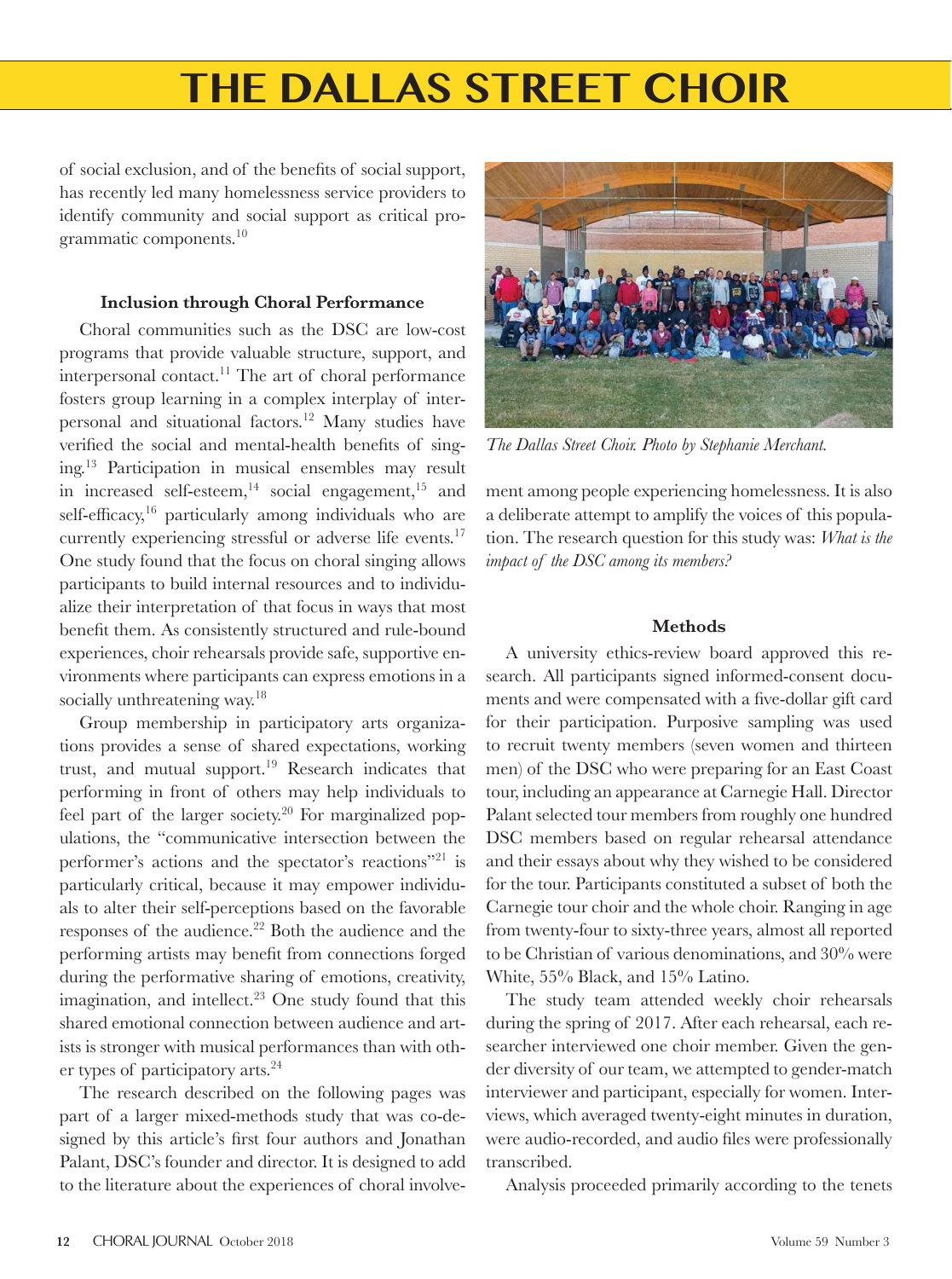of social exclusion, and of the benefits of social support, has recently led many homelessness service providers to identify community and social support as critical programmatic components.[10]

### Inclusion through Choral Performance

Choral communities such as the DSC are low-cost programs that provide valuable structure, support, and interpersonal contact.[11] The art of choral performance fosters group learning in a complex interplay of interpersonal and situational factors.[12] Many studies have verified the social and mental-health benefits of singing.[13] Participation in musical ensembles may result in increased self-esteem,[14] social engagement,[15] and self-efficacy,[16] particularly among individuals who are currently experiencing stressful or adverse life events.[17] One study found that the focus on choral singing allows participants to build internal resources and to individualize their interpretation of that focus in ways that most benefit them. As consistently structured and rule-bound experiences, choir rehearsals provide safe, supportive environments where participants can express emotions in a socially unthreatening way.[18]

Group membership in participatory arts organizations provides a sense of shared expectations, working trust, and mutual support.[19] Research indicates that performing in front of others may help individuals to feel part of the larger society.[20] For marginalized populations, the "communicative intersection between the performer's actions and the spectator's reactions"[21] is particularly critical, because it may empower individuals to alter their self-perceptions based on the favorable responses of the audience.[22] Both the audience and the performing artists may benefit from connections forged during the performative sharing of emotions, creativity, imagination, and intellect.[23] One study found that this shared emotional connection between audience and artists is stronger with musical performances than with other types of participatory arts.[24]

The research described on the following pages was part of a larger mixed-methods study that was co-designed by this article's first four authors and Jonathan Palant, DSC's founder and director. It is designed to add to the literature about the experiences of choral involvement among people experiencing homelessness. It is also a deliberate attempt to amplify the voices of this population. The research question for this study was: *What is the impact of the DSC among its members?*

*The Dallas Street Choir. Photo by Stephanie Merchant.*

### Methods

A university ethics-review board approved this research. All participants signed informed-consent documents and were compensated with a five-dollar gift card for their participation. Purposive sampling was used to recruit twenty members (seven women and thirteen men) of the DSC who were preparing for an East Coast tour, including an appearance at Carnegie Hall. Director Palant selected tour members from roughly one hundred DSC members based on regular rehearsal attendance and their essays about why they wished to be considered for the tour. Participants constituted a subset of both the Carnegie tour choir and the whole choir. Ranging in age from twenty-four to sixty-three years, almost all reported to be Christian of various denominations, and 30% were White, 55% Black, and 15% Latino.

The study team attended weekly choir rehearsals during the spring of 2017. After each rehearsal, each researcher interviewed one choir member. Given the gender diversity of our team, we attempted to gender-match interviewer and participant, especially for women. Interviews, which averaged twenty-eight minutes in duration, were audio-recorded, and audio files were professionally transcribed.

Analysis proceeded primarily according to the tenets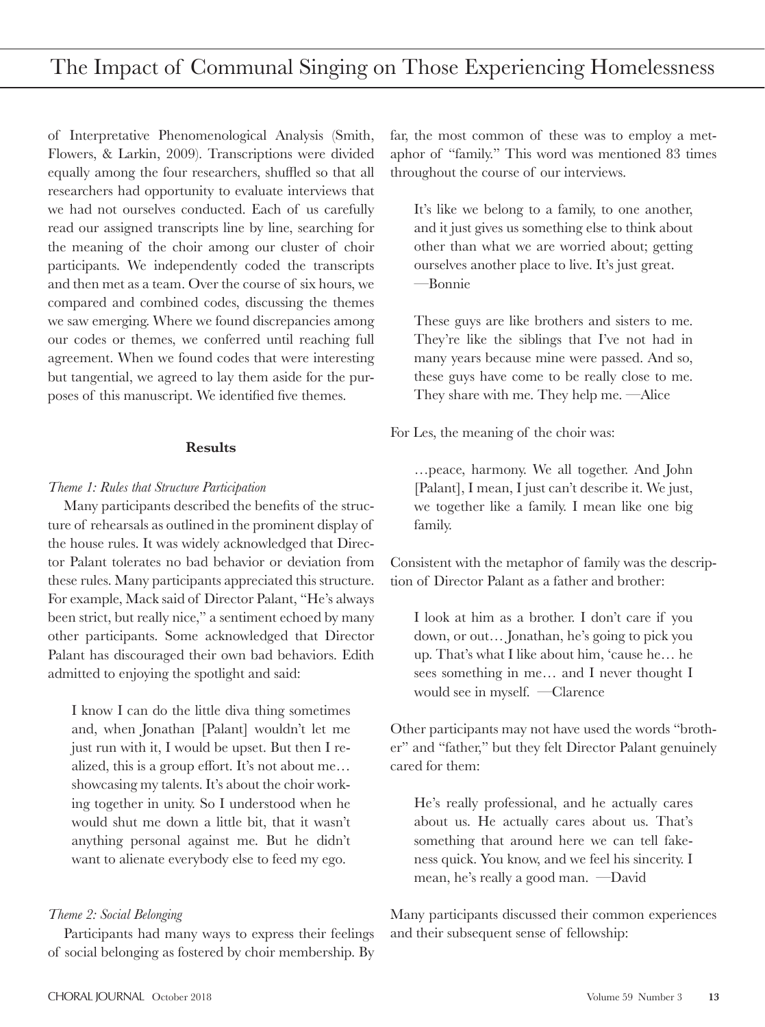of Interpretative Phenomenological Analysis (Smith, Flowers, & Larkin, 2009). Transcriptions were divided equally among the four researchers, shuffled so that all researchers had opportunity to evaluate interviews that we had not ourselves conducted. Each of us carefully read our assigned transcripts line by line, searching for the meaning of the choir among our cluster of choir participants. We independently coded the transcripts and then met as a team. Over the course of six hours, we compared and combined codes, discussing the themes we saw emerging. Where we found discrepancies among our codes or themes, we conferred until reaching full agreement. When we found codes that were interesting but tangential, we agreed to lay them aside for the purposes of this manuscript. We identified five themes.

**Results**

*Theme 1: Rules that Structure Participation*

Many participants described the benefits of the structure of rehearsals as outlined in the prominent display of the house rules. It was widely acknowledged that Director Palant tolerates no bad behavior or deviation from these rules. Many participants appreciated this structure. For example, Mack said of Director Palant, "He's always been strict, but really nice," a sentiment echoed by many other participants. Some acknowledged that Director Palant has discouraged their own bad behaviors. Edith admitted to enjoying the spotlight and said:

> I know I can do the little diva thing sometimes and, when Jonathan [Palant] wouldn't let me just run with it, I would be upset. But then I realized, this is a group effort. It's not about me… showcasing my talents. It's about the choir working together in unity. So I understood when he would shut me down a little bit, that it wasn't anything personal against me. But he didn't want to alienate everybody else to feed my ego.

*Theme 2: Social Belonging*

Participants had many ways to express their feelings of social belonging as fostered by choir membership. By far, the most common of these was to employ a metaphor of "family." This word was mentioned 83 times throughout the course of our interviews.

> It's like we belong to a family, to one another, and it just gives us something else to think about other than what we are worried about; getting ourselves another place to live. It's just great. —Bonnie

> These guys are like brothers and sisters to me. They're like the siblings that I've not had in many years because mine were passed. And so, these guys have come to be really close to me. They share with me. They help me. —Alice

For Les, the meaning of the choir was:

> …peace, harmony. We all together. And John [Palant], I mean, I just can't describe it. We just, we together like a family. I mean like one big family.

Consistent with the metaphor of family was the description of Director Palant as a father and brother:

> I look at him as a brother. I don't care if you down, or out… Jonathan, he's going to pick you up. That's what I like about him, 'cause he… he sees something in me… and I never thought I would see in myself. —Clarence

Other participants may not have used the words "brother" and "father," but they felt Director Palant genuinely cared for them:

> He's really professional, and he actually cares about us. He actually cares about us. That's something that around here we can tell fakeness quick. You know, and we feel his sincerity. I mean, he's really a good man. —David

Many participants discussed their common experiences and their subsequent sense of fellowship: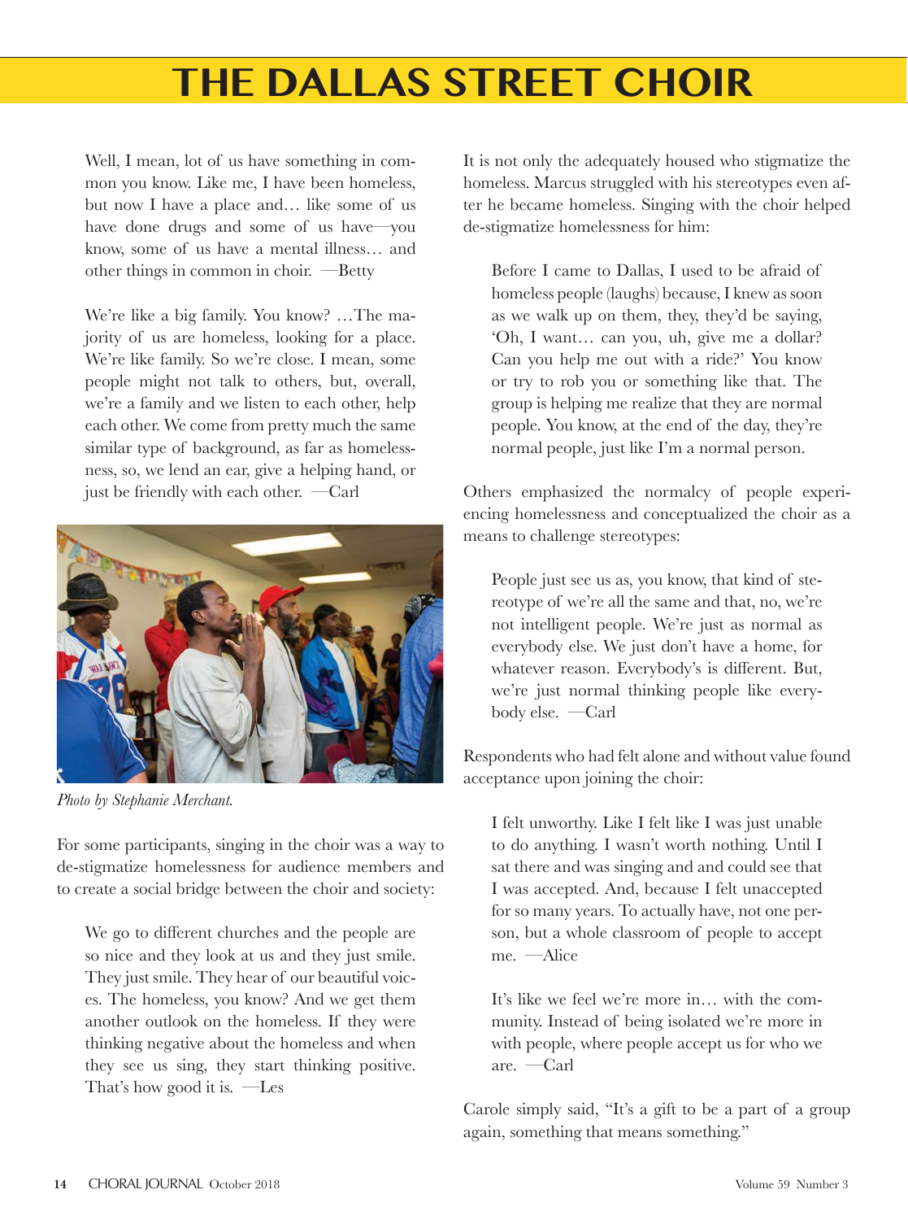# THE DALLAS STREET CHOIR

> Well, I mean, lot of us have something in common you know. Like me, I have been homeless, but now I have a place and… like some of us have done drugs and some of us have—you know, some of us have a mental illness… and other things in common in choir. —Betty

> We're like a big family. You know? …The majority of us are homeless, looking for a place. We're like family. So we're close. I mean, some people might not talk to others, but, overall, we're a family and we listen to each other, help each other. We come from pretty much the same similar type of background, as far as homelessness, so, we lend an ear, give a helping hand, or just be friendly with each other. —Carl

*Photo by Stephanie Merchant.*

For some participants, singing in the choir was a way to de-stigmatize homelessness for audience members and to create a social bridge between the choir and society:

> We go to different churches and the people are so nice and they look at us and they just smile. They just smile. They hear of our beautiful voices. The homeless, you know? And we get them another outlook on the homeless. If they were thinking negative about the homeless and when they see us sing, they start thinking positive. That's how good it is. —Les

It is not only the adequately housed who stigmatize the homeless. Marcus struggled with his stereotypes even after he became homeless. Singing with the choir helped de-stigmatize homelessness for him:

> Before I came to Dallas, I used to be afraid of homeless people (laughs) because, I knew as soon as we walk up on them, they, they'd be saying, 'Oh, I want… can you, uh, give me a dollar? Can you help me out with a ride?' You know or try to rob you or something like that. The group is helping me realize that they are normal people. You know, at the end of the day, they're normal people, just like I'm a normal person.

Others emphasized the normalcy of people experiencing homelessness and conceptualized the choir as a means to challenge stereotypes:

> People just see us as, you know, that kind of stereotype of we're all the same and that, no, we're not intelligent people. We're just as normal as everybody else. We just don't have a home, for whatever reason. Everybody's is different. But, we're just normal thinking people like everybody else. —Carl

Respondents who had felt alone and without value found acceptance upon joining the choir:

> I felt unworthy. Like I felt like I was just unable to do anything. I wasn't worth nothing. Until I sat there and was singing and and could see that I was accepted. And, because I felt unaccepted for so many years. To actually have, not one person, but a whole classroom of people to accept me. —Alice

> It's like we feel we're more in… with the community. Instead of being isolated we're more in with people, where people accept us for who we are. —Carl

Carole simply said, "It's a gift to be a part of a group again, something that means something."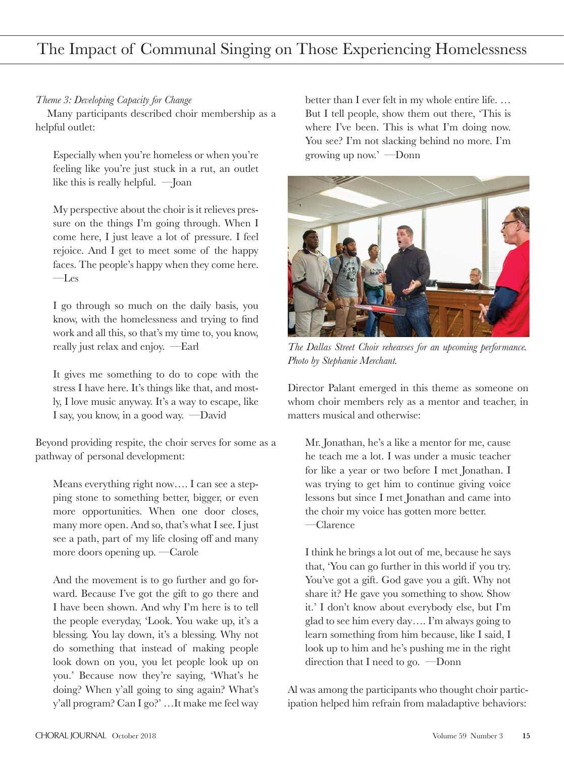*Theme 3: Developing Capacity for Change*

Many participants described choir membership as a helpful outlet:

> Especially when you're homeless or when you're feeling like you're just stuck in a rut, an outlet like this is really helpful. —Joan

> My perspective about the choir is it relieves pressure on the things I'm going through. When I come here, I just leave a lot of pressure. I feel rejoice. And I get to meet some of the happy faces. The people's happy when they come here. —Les

> I go through so much on the daily basis, you know, with the homelessness and trying to find work and all this, so that's my time to, you know, really just relax and enjoy. —Earl

> It gives me something to do to cope with the stress I have here. It's things like that, and mostly, I love music anyway. It's a way to escape, like I say, you know, in a good way. —David

Beyond providing respite, the choir serves for some as a pathway of personal development:

> Means everything right now…. I can see a stepping stone to something better, bigger, or even more opportunities. When one door closes, many more open. And so, that's what I see. I just see a path, part of my life closing off and many more doors opening up. —Carole

> And the movement is to go further and go forward. Because I've got the gift to go there and I have been shown. And why I'm here is to tell the people everyday, 'Look. You wake up, it's a blessing. You lay down, it's a blessing. Why not do something that instead of making people look down on you, you let people look up on you.' Because now they're saying, 'What's he doing? When y'all going to sing again? What's y'all program? Can I go?' …It make me feel way better than I ever felt in my whole entire life. … But I tell people, show them out there, 'This is where I've been. This is what I'm doing now. You see? I'm not slacking behind no more. I'm growing up now.' —Donn

*The Dallas Street Choir rehearses for an upcoming performance. Photo by Stephanie Merchant.*

Director Palant emerged in this theme as someone on whom choir members rely as a mentor and teacher, in matters musical and otherwise:

> Mr. Jonathan, he's a like a mentor for me, cause he teach me a lot. I was under a music teacher for like a year or two before I met Jonathan. I was trying to get him to continue giving voice lessons but since I met Jonathan and came into the choir my voice has gotten more better. —Clarence

> I think he brings a lot out of me, because he says that, 'You can go further in this world if you try. You've got a gift. God gave you a gift. Why not share it? He gave you something to show. Show it.' I don't know about everybody else, but I'm glad to see him every day…. I'm always going to learn something from him because, like I said, I look up to him and he's pushing me in the right direction that I need to go. —Donn

Al was among the participants who thought choir participation helped him refrain from maladaptive behaviors: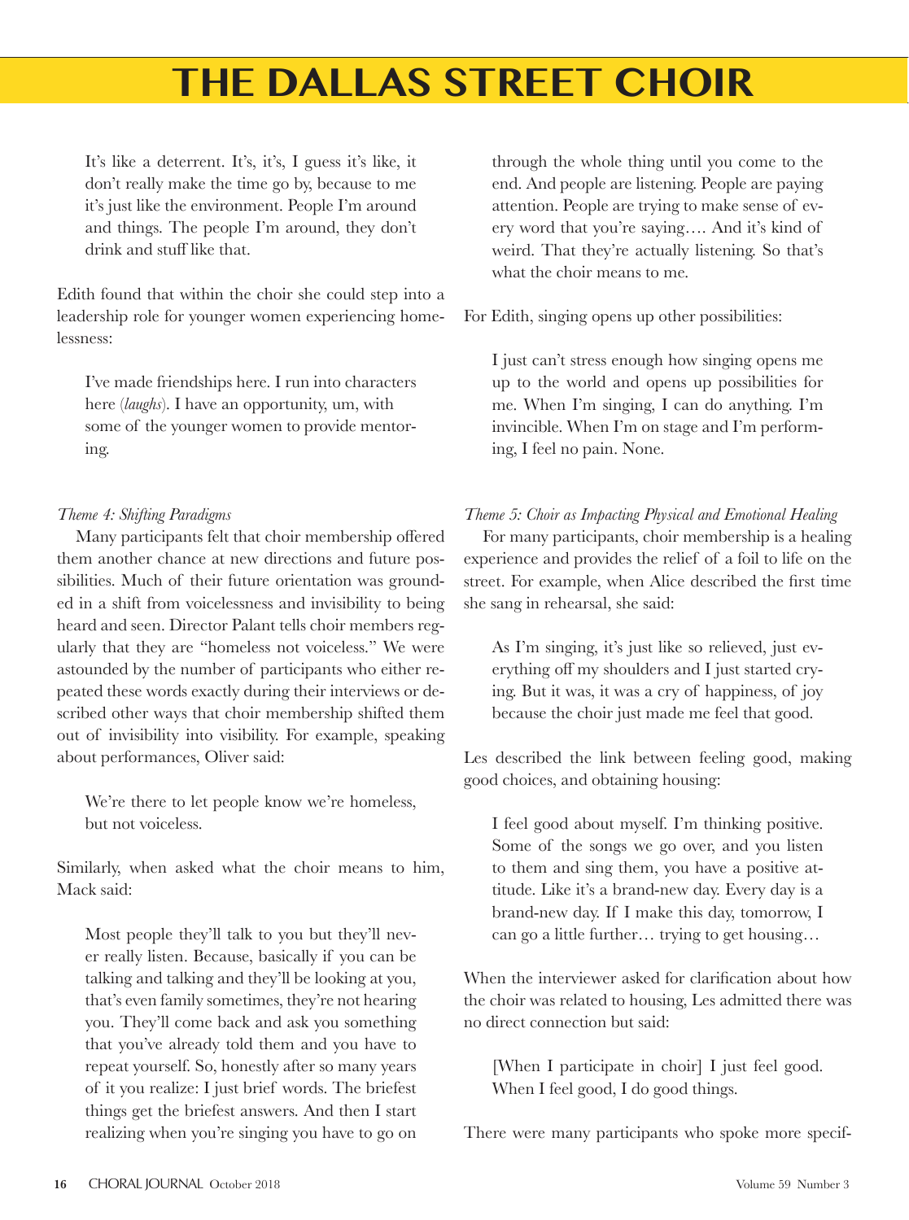> It's like a deterrent. It's, it's, I guess it's like, it don't really make the time go by, because to me it's just like the environment. People I'm around and things. The people I'm around, they don't drink and stuff like that.

Edith found that within the choir she could step into a leadership role for younger women experiencing homelessness:

> I've made friendships here. I run into characters here (*laughs*). I have an opportunity, um, with some of the younger women to provide mentoring.

*Theme 4: Shifting Paradigms*

Many participants felt that choir membership offered them another chance at new directions and future possibilities. Much of their future orientation was grounded in a shift from voicelessness and invisibility to being heard and seen. Director Palant tells choir members regularly that they are "homeless not voiceless." We were astounded by the number of participants who either repeated these words exactly during their interviews or described other ways that choir membership shifted them out of invisibility into visibility. For example, speaking about performances, Oliver said:

> We're there to let people know we're homeless, but not voiceless.

Similarly, when asked what the choir means to him, Mack said:

> Most people they'll talk to you but they'll never really listen. Because, basically if you can be talking and talking and they'll be looking at you, that's even family sometimes, they're not hearing you. They'll come back and ask you something that you've already told them and you have to repeat yourself. So, honestly after so many years of it you realize: I just brief words. The briefest things get the briefest answers. And then I start realizing when you're singing you have to go on through the whole thing until you come to the end. And people are listening. People are paying attention. People are trying to make sense of every word that you're saying…. And it's kind of weird. That they're actually listening. So that's what the choir means to me.

For Edith, singing opens up other possibilities:

> I just can't stress enough how singing opens me up to the world and opens up possibilities for me. When I'm singing, I can do anything. I'm invincible. When I'm on stage and I'm performing, I feel no pain. None.

*Theme 5: Choir as Impacting Physical and Emotional Healing*

For many participants, choir membership is a healing experience and provides the relief of a foil to life on the street. For example, when Alice described the first time she sang in rehearsal, she said:

> As I'm singing, it's just like so relieved, just everything off my shoulders and I just started crying. But it was, it was a cry of happiness, of joy because the choir just made me feel that good.

Les described the link between feeling good, making good choices, and obtaining housing:

> I feel good about myself. I'm thinking positive. Some of the songs we go over, and you listen to them and sing them, you have a positive attitude. Like it's a brand-new day. Every day is a brand-new day. If I make this day, tomorrow, I can go a little further… trying to get housing…

When the interviewer asked for clarification about how the choir was related to housing, Les admitted there was no direct connection but said:

> [When I participate in choir] I just feel good. When I feel good, I do good things.

There were many participants who spoke more specif-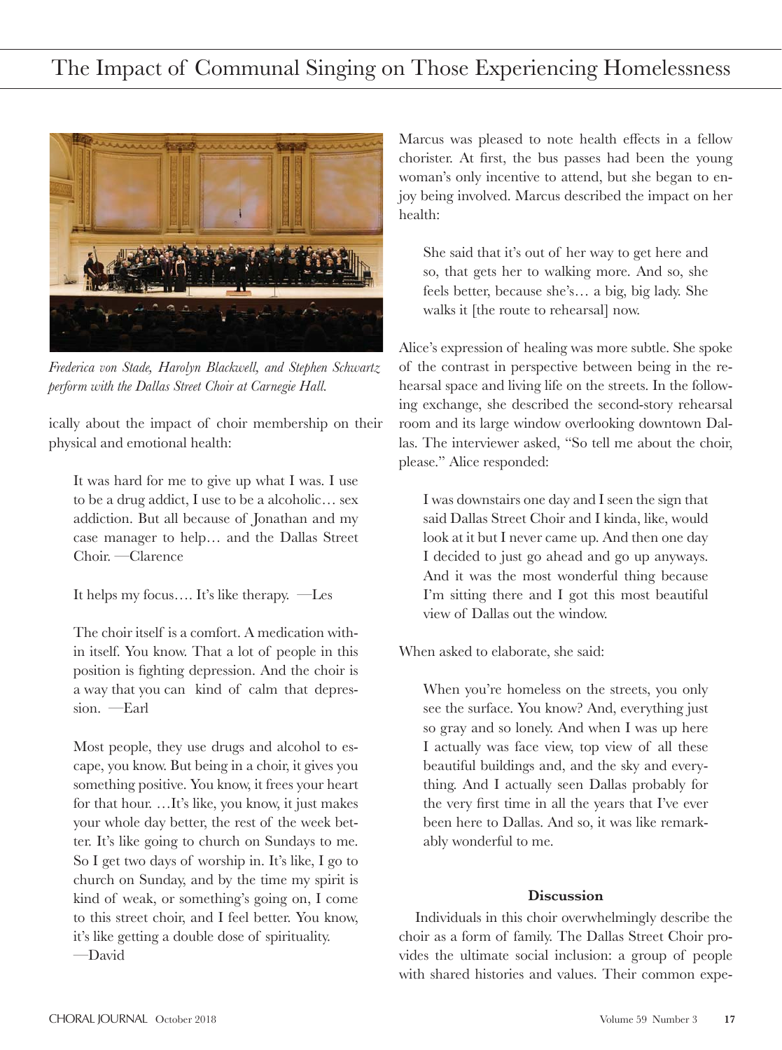*Frederica von Stade, Harolyn Blackwell, and Stephen Schwartz perform with the Dallas Street Choir at Carnegie Hall.*

ically about the impact of choir membership on their physical and emotional health:

> It was hard for me to give up what I was. I use to be a drug addict, I use to be a alcoholic… sex addiction. But all because of Jonathan and my case manager to help… and the Dallas Street Choir. —Clarence

> It helps my focus…. It's like therapy. —Les

> The choir itself is a comfort. A medication within itself. You know. That a lot of people in this position is fighting depression. And the choir is a way that you can kind of calm that depression. —Earl

> Most people, they use drugs and alcohol to escape, you know. But being in a choir, it gives you something positive. You know, it frees your heart for that hour. …It's like, you know, it just makes your whole day better, the rest of the week better. It's like going to church on Sundays to me. So I get two days of worship in. It's like, I go to church on Sunday, and by the time my spirit is kind of weak, or something's going on, I come to this street choir, and I feel better. You know, it's like getting a double dose of spirituality. —David

Marcus was pleased to note health effects in a fellow chorister. At first, the bus passes had been the young woman's only incentive to attend, but she began to enjoy being involved. Marcus described the impact on her health:

> She said that it's out of her way to get here and so, that gets her to walking more. And so, she feels better, because she's… a big, big lady. She walks it [the route to rehearsal] now.

Alice's expression of healing was more subtle. She spoke of the contrast in perspective between being in the rehearsal space and living life on the streets. In the following exchange, she described the second-story rehearsal room and its large window overlooking downtown Dallas. The interviewer asked, "So tell me about the choir, please." Alice responded:

> I was downstairs one day and I seen the sign that said Dallas Street Choir and I kinda, like, would look at it but I never came up. And then one day I decided to just go ahead and go up anyways. And it was the most wonderful thing because I'm sitting there and I got this most beautiful view of Dallas out the window.

When asked to elaborate, she said:

> When you're homeless on the streets, you only see the surface. You know? And, everything just so gray and so lonely. And when I was up here I actually was face view, top view of all these beautiful buildings and, and the sky and everything. And I actually seen Dallas probably for the very first time in all the years that I've ever been here to Dallas. And so, it was like remarkably wonderful to me.

**Discussion**

Individuals in this choir overwhelmingly describe the choir as a form of family. The Dallas Street Choir provides the ultimate social inclusion: a group of people with shared histories and values. Their common expe-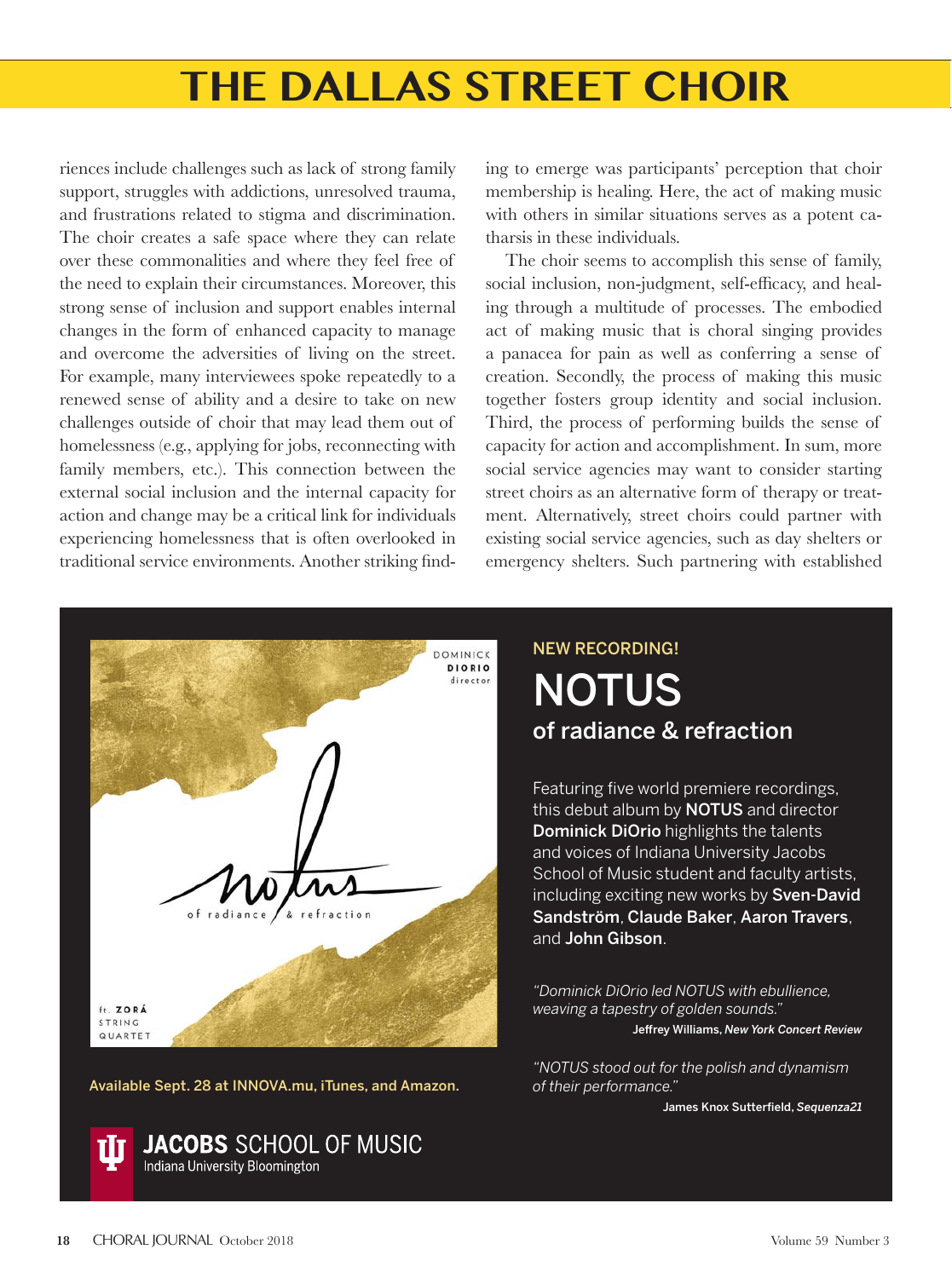riences include challenges such as lack of strong family support, struggles with addictions, unresolved trauma, and frustrations related to stigma and discrimination. The choir creates a safe space where they can relate over these commonalities and where they feel free of the need to explain their circumstances. Moreover, this strong sense of inclusion and support enables internal changes in the form of enhanced capacity to manage and overcome the adversities of living on the street. For example, many interviewees spoke repeatedly to a renewed sense of ability and a desire to take on new challenges outside of choir that may lead them out of homelessness (e.g., applying for jobs, reconnecting with family members, etc.). This connection between the external social inclusion and the internal capacity for action and change may be a critical link for individuals experiencing homelessness that is often overlooked in traditional service environments. Another striking finding to emerge was participants' perception that choir membership is healing. Here, the act of making music with others in similar situations serves as a potent catharsis in these individuals.

The choir seems to accomplish this sense of family, social inclusion, non-judgment, self-efficacy, and healing through a multitude of processes. The embodied act of making music that is choral singing provides a panacea for pain as well as conferring a sense of creation. Secondly, the process of making this music together fosters group identity and social inclusion. Third, the process of performing builds the sense of capacity for action and accomplishment. In sum, more social service agencies may want to consider starting street choirs as an alternative form of therapy or treatment. Alternatively, street choirs could partner with existing social service agencies, such as day shelters or emergency shelters. Such partnering with established

---

NEW RECORDING!

## NOTUS

### of radiance & refraction

DOMINICK **DIORIO** director

notus — of radiance & refraction

ft. **ZORÁ** STRING QUARTET

Featuring five world premiere recordings, this debut album by **NOTUS** and director **Dominick DiOrio** highlights the talents and voices of Indiana University Jacobs School of Music student and faculty artists, including exciting new works by **Sven-David Sandström**, **Claude Baker**, **Aaron Travers**, and **John Gibson**.

*"Dominick DiOrio led NOTUS with ebullience, weaving a tapestry of golden sounds."*
Jeffrey Williams, *New York Concert Review*

*"NOTUS stood out for the polish and dynamism of their performance."*
James Knox Sutterfield, *Sequenza21*

Available Sept. 28 at INNOVA.mu, iTunes, and Amazon.

**JACOBS** SCHOOL OF MUSIC
Indiana University Bloomington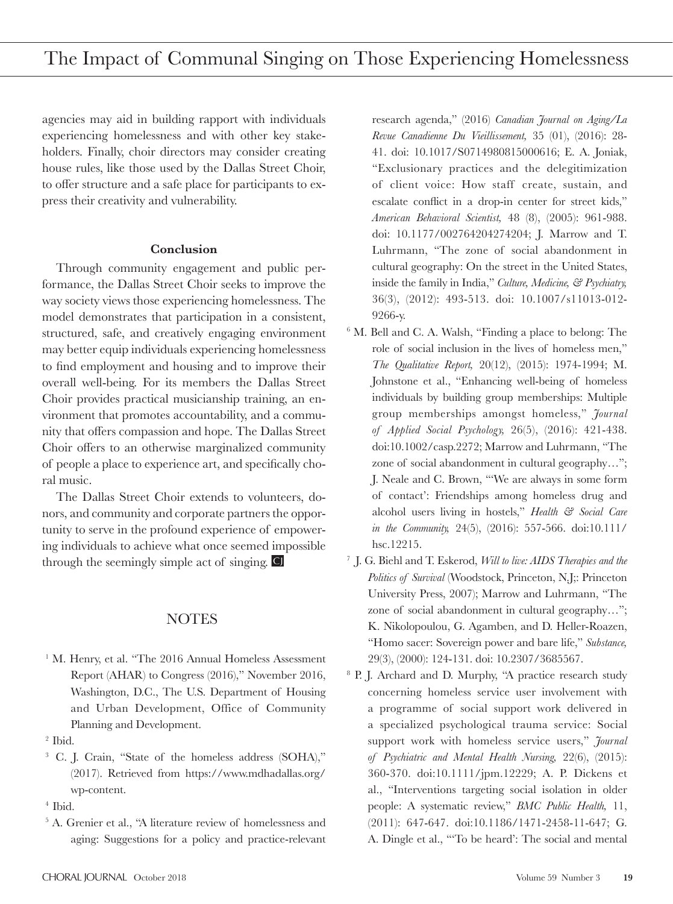agencies may aid in building rapport with individuals experiencing homelessness and with other key stakeholders. Finally, choir directors may consider creating house rules, like those used by the Dallas Street Choir, to offer structure and a safe place for participants to express their creativity and vulnerability.

### Conclusion

Through community engagement and public performance, the Dallas Street Choir seeks to improve the way society views those experiencing homelessness. The model demonstrates that participation in a consistent, structured, safe, and creatively engaging environment may better equip individuals experiencing homelessness to find employment and housing and to improve their overall well-being. For its members the Dallas Street Choir provides practical musicianship training, an environment that promotes accountability, and a community that offers compassion and hope. The Dallas Street Choir offers to an otherwise marginalized community of people a place to experience art, and specifically choral music.

The Dallas Street Choir extends to volunteers, donors, and community and corporate partners the opportunity to serve in the profound experience of empowering individuals to achieve what once seemed impossible through the seemingly simple act of singing.

## NOTES

[1] M. Henry, et al. "The 2016 Annual Homeless Assessment Report (AHAR) to Congress (2016)," November 2016, Washington, D.C., The U.S. Department of Housing and Urban Development, Office of Community Planning and Development.

[2] Ibid.

[3] C. J. Crain, "State of the homeless address (SOHA)," (2017). Retrieved from https://www.mdhadallas.org/wp-content.

[4] Ibid.

[5] A. Grenier et al., "A literature review of homelessness and aging: Suggestions for a policy and practice-relevant research agenda," (2016) *Canadian Journal on Aging/La Revue Canadienne Du Vieillissement,* 35 (01), (2016): 28-41. doi: 10.1017/S0714980815000616; E. A. Joniak, "Exclusionary practices and the delegitimization of client voice: How staff create, sustain, and escalate conflict in a drop-in center for street kids," *American Behavioral Scientist,* 48 (8), (2005): 961-988. doi: 10.1177/002764204274204; J. Marrow and T. Luhrmann, "The zone of social abandonment in cultural geography: On the street in the United States, inside the family in India," *Culture, Medicine, & Psychiatry,* 36(3), (2012): 493-513. doi: 10.1007/s11013-012-9266-y.

[6] M. Bell and C. A. Walsh, "Finding a place to belong: The role of social inclusion in the lives of homeless men," *The Qualitative Report,* 20(12), (2015): 1974-1994; M. Johnstone et al., "Enhancing well-being of homeless individuals by building group memberships: Multiple group memberships amongst homeless," *Journal of Applied Social Psychology,* 26(5), (2016): 421-438. doi:10.1002/casp.2272; Marrow and Luhrmann, "The zone of social abandonment in cultural geography…"; J. Neale and C. Brown, "'We are always in some form of contact': Friendships among homeless drug and alcohol users living in hostels," *Health & Social Care in the Community,* 24(5), (2016): 557-566. doi:10.111/hsc.12215.

[7] J. G. Biehl and T. Eskerod, *Will to live: AIDS Therapies and the Politics of Survival* (Woodstock, Princeton, N.J;: Princeton University Press, 2007); Marrow and Luhrmann, "The zone of social abandonment in cultural geography…"; K. Nikolopoulou, G. Agamben, and D. Heller-Roazen, "Homo sacer: Sovereign power and bare life," *Substance,* 29(3), (2000): 124-131. doi: 10.2307/3685567.

[8] P. J. Archard and D. Murphy, "A practice research study concerning homeless service user involvement with a programme of social support work delivered in a specialized psychological trauma service: Social support work with homeless service users," *Journal of Psychiatric and Mental Health Nursing,* 22(6), (2015): 360-370. doi:10.1111/jpm.12229; A. P. Dickens et al., "Interventions targeting social isolation in older people: A systematic review," *BMC Public Health,* 11, (2011): 647-647. doi:10.1186/1471-2458-11-647; G. A. Dingle et al., "'To be heard': The social and mental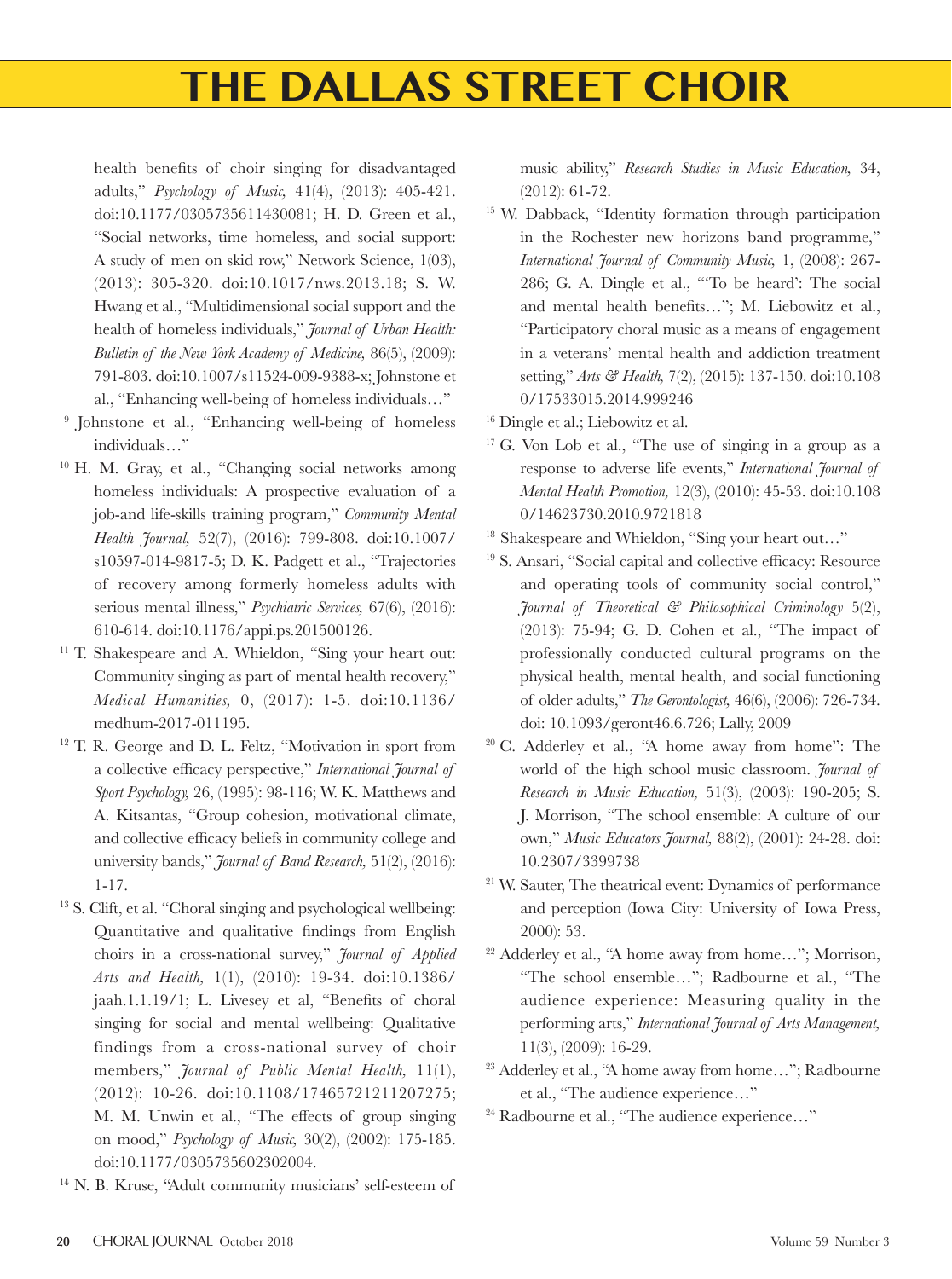health benefits of choir singing for disadvantaged adults," *Psychology of Music,* 41(4), (2013): 405-421. doi:10.1177/0305735611430081; H. D. Green et al., "Social networks, time homeless, and social support: A study of men on skid row," Network Science, 1(03), (2013): 305-320. doi:10.1017/nws.2013.18; S. W. Hwang et al., "Multidimensional social support and the health of homeless individuals," *Journal of Urban Health: Bulletin of the New York Academy of Medicine,* 86(5), (2009): 791-803. doi:10.1007/s11524-009-9388-x; Johnstone et al., "Enhancing well-being of homeless individuals…"

[9] Johnstone et al., "Enhancing well-being of homeless individuals…"

[10] H. M. Gray, et al., "Changing social networks among homeless individuals: A prospective evaluation of a job-and life-skills training program," *Community Mental Health Journal,* 52(7), (2016): 799-808. doi:10.1007/s10597-014-9817-5; D. K. Padgett et al., "Trajectories of recovery among formerly homeless adults with serious mental illness," *Psychiatric Services,* 67(6), (2016): 610-614. doi:10.1176/appi.ps.201500126.

[11] T. Shakespeare and A. Whieldon, "Sing your heart out: Community singing as part of mental health recovery," *Medical Humanities,* 0, (2017): 1-5. doi:10.1136/medhum-2017-011195.

[12] T. R. George and D. L. Feltz, "Motivation in sport from a collective efficacy perspective," *International Journal of Sport Psychology,* 26, (1995): 98-116; W. K. Matthews and A. Kitsantas, "Group cohesion, motivational climate, and collective efficacy beliefs in community college and university bands," *Journal of Band Research,* 51(2), (2016): 1-17.

[13] S. Clift, et al. "Choral singing and psychological wellbeing: Quantitative and qualitative findings from English choirs in a cross-national survey," *Journal of Applied Arts and Health,* 1(1), (2010): 19-34. doi:10.1386/jaah.1.1.19/1; L. Livesey et al, "Benefits of choral singing for social and mental wellbeing: Qualitative findings from a cross-national survey of choir members," *Journal of Public Mental Health,* 11(1), (2012): 10-26. doi:10.1108/17465721211207275; M. M. Unwin et al., "The effects of group singing on mood," *Psychology of Music,* 30(2), (2002): 175-185. doi:10.1177/0305735602302004.

[14] N. B. Kruse, "Adult community musicians' self-esteem of music ability," *Research Studies in Music Education,* 34, (2012): 61-72.

[15] W. Dabback, "Identity formation through participation in the Rochester new horizons band programme," *International Journal of Community Music,* 1, (2008): 267-286; G. A. Dingle et al., "'To be heard': The social and mental health benefits…"; M. Liebowitz et al., "Participatory choral music as a means of engagement in a veterans' mental health and addiction treatment setting," *Arts & Health,* 7(2), (2015): 137-150. doi:10.1080/17533015.2014.999246

[16] Dingle et al.; Liebowitz et al.

[17] G. Von Lob et al., "The use of singing in a group as a response to adverse life events," *International Journal of Mental Health Promotion,* 12(3), (2010): 45-53. doi:10.1080/14623730.2010.9721818

[18] Shakespeare and Whieldon, "Sing your heart out…"

[19] S. Ansari, "Social capital and collective efficacy: Resource and operating tools of community social control," *Journal of Theoretical & Philosophical Criminology* 5(2), (2013): 75-94; G. D. Cohen et al., "The impact of professionally conducted cultural programs on the physical health, mental health, and social functioning of older adults," *The Gerontologist,* 46(6), (2006): 726-734. doi: 10.1093/geront46.6.726; Lally, 2009

[20] C. Adderley et al., "A home away from home": The world of the high school music classroom. *Journal of Research in Music Education,* 51(3), (2003): 190-205; S. J. Morrison, "The school ensemble: A culture of our own," *Music Educators Journal,* 88(2), (2001): 24-28. doi: 10.2307/3399738

[21] W. Sauter, The theatrical event: Dynamics of performance and perception (Iowa City: University of Iowa Press, 2000): 53.

[22] Adderley et al., "A home away from home…"; Morrison, "The school ensemble…"; Radbourne et al., "The audience experience: Measuring quality in the performing arts," *International Journal of Arts Management,* 11(3), (2009): 16-29.

[23] Adderley et al., "A home away from home…"; Radbourne et al., "The audience experience…"

[24] Radbourne et al., "The audience experience…"